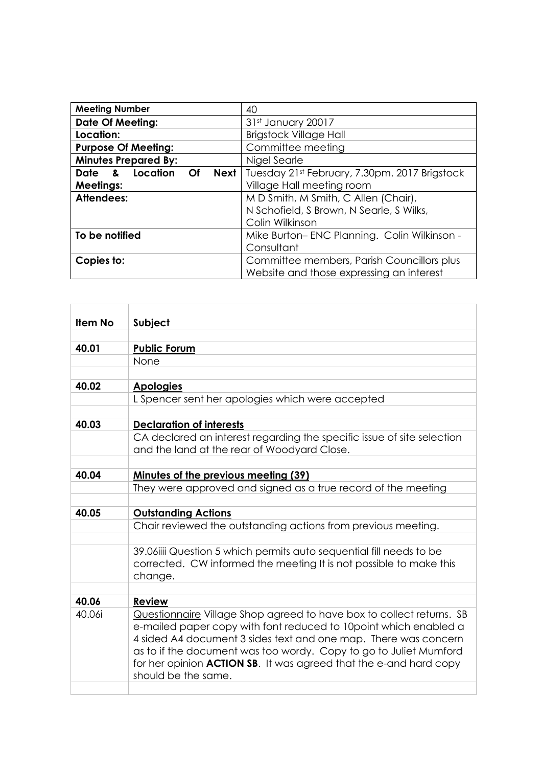| Meeting Number | 40 |
|---|---|
| **Date Of Meeting:** | 31st January 20017 |
| **Location:** | Brigstock Village Hall |
| **Purpose Of Meeting:** | Committee meeting |
| **Minutes Prepared By:** | Nigel Searle |
| **Date & Location Of Next Meetings:** | Tuesday 21st February, 7.30pm. 2017 Brigstock Village Hall meeting room |
| **Attendees:** | M D Smith, M Smith, C Allen (Chair), N Schofield, S Brown, N Searle, S Wilks, Colin Wilkinson |
| **To be notified** | Mike Burton– ENC Planning. Colin Wilkinson - Consultant |
| **Copies to:** | Committee members, Parish Councillors plus Website and those expressing an interest |

| Item No | Subject |
|---|---|
| | |
| **40.01** | **Public Forum** |
| | None |
| | |
| **40.02** | **Apologies** |
| | L Spencer sent her apologies which were accepted |
| | |
| **40.03** | **Declaration of interests** |
| | CA declared an interest regarding the specific issue of site selection and the land at the rear of Woodyard Close. |
| | |
| **40.04** | **Minutes of the previous meeting (39)** |
| | They were approved and signed as a true record of the meeting |
| | |
| **40.05** | **Outstanding Actions** |
| | Chair reviewed the outstanding actions from previous meeting. |
| | |
| | 39.06iiii Question 5 which permits auto sequential fill needs to be corrected. CW informed the meeting It is not possible to make this change. |
| | |
| **40.06** | **Review** |
| 40.06i | Questionnaire Village Shop agreed to have box to collect returns. SB e-mailed paper copy with font reduced to 10point which enabled a 4 sided A4 document 3 sides text and one map. There was concern as to if the document was too wordy. Copy to go to Juliet Mumford for her opinion **ACTION SB**. It was agreed that the e-and hard copy should be the same. |
| | |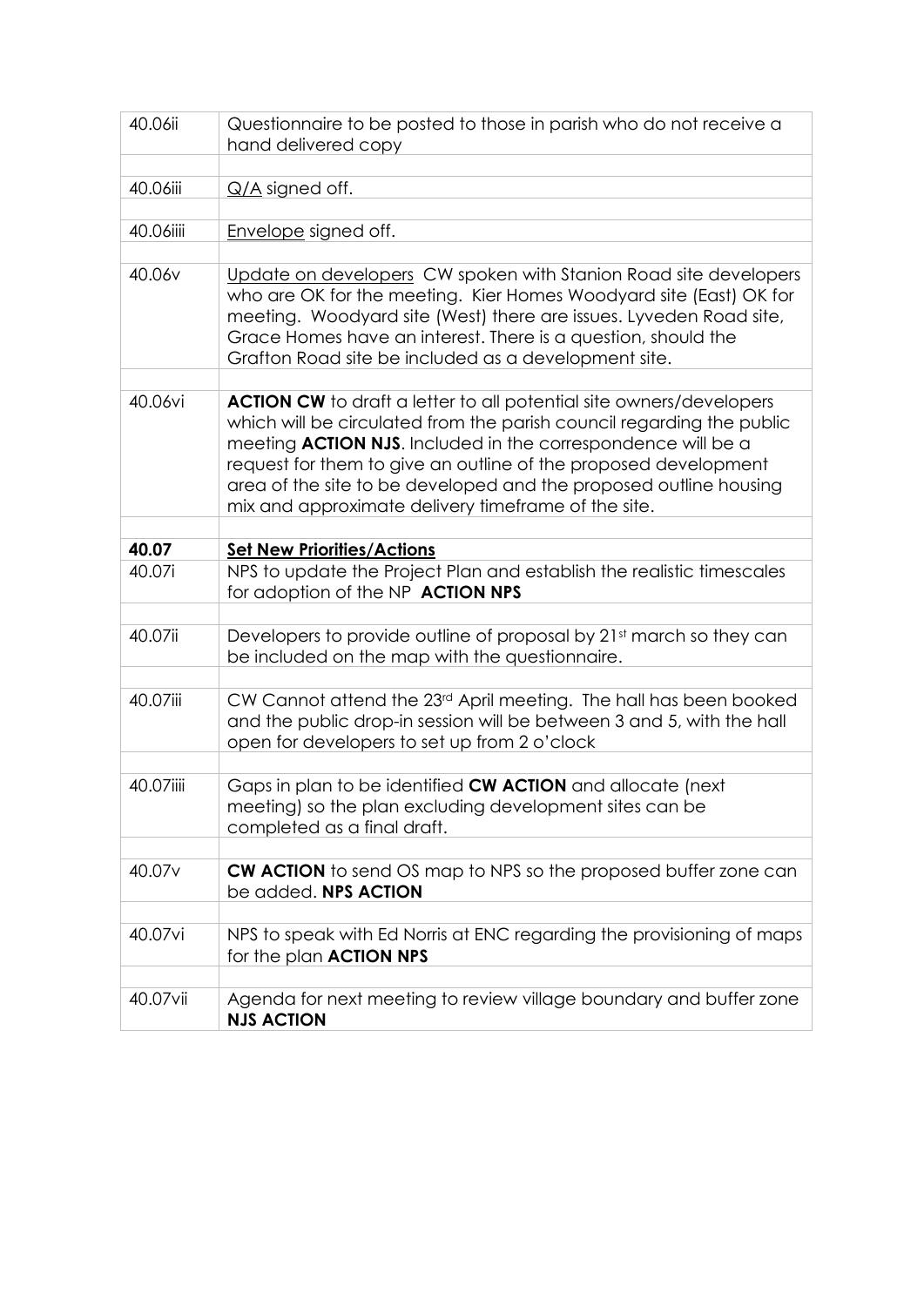| | |
|---|---|
| 40.06ii | Questionnaire to be posted to those in parish who do not receive a hand delivered copy |
| | |
| 40.06iii | <u>Q/A</u> signed off. |
| | |
| 40.06iiii | <u>Envelope</u> signed off. |
| | |
| 40.06v | <u>Update on developers</u> CW spoken with Stanion Road site developers who are OK for the meeting. Kier Homes Woodyard site (East) OK for meeting. Woodyard site (West) there are issues. Lyveden Road site, Grace Homes have an interest. There is a question, should the Grafton Road site be included as a development site. |
| | |
| 40.06vi | **ACTION CW** to draft a letter to all potential site owners/developers which will be circulated from the parish council regarding the public meeting **ACTION NJS**. Included in the correspondence will be a request for them to give an outline of the proposed development area of the site to be developed and the proposed outline housing mix and approximate delivery timeframe of the site. |
| | |
| **40.07** | **<u>Set New Priorities/Actions</u>** |
| 40.07i | NPS to update the Project Plan and establish the realistic timescales for adoption of the NP **ACTION NPS** |
| | |
| 40.07ii | Developers to provide outline of proposal by 21st march so they can be included on the map with the questionnaire. |
| | |
| 40.07iii | CW Cannot attend the 23rd April meeting. The hall has been booked and the public drop-in session will be between 3 and 5, with the hall open for developers to set up from 2 o'clock |
| | |
| 40.07iiii | Gaps in plan to be identified **CW ACTION** and allocate (next meeting) so the plan excluding development sites can be completed as a final draft. |
| | |
| 40.07v | **CW ACTION** to send OS map to NPS so the proposed buffer zone can be added. **NPS ACTION** |
| | |
| 40.07vi | NPS to speak with Ed Norris at ENC regarding the provisioning of maps for the plan **ACTION NPS** |
| | |
| 40.07vii | Agenda for next meeting to review village boundary and buffer zone **NJS ACTION** |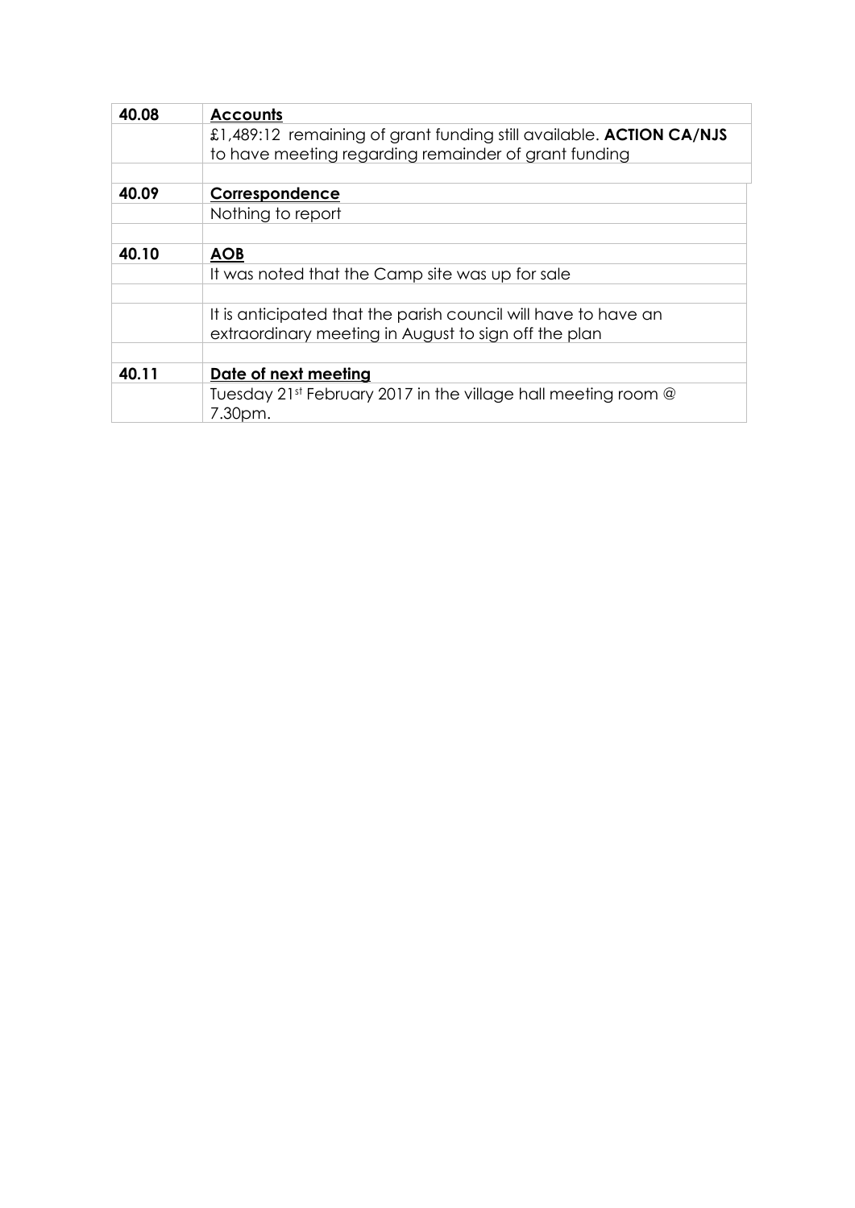| | |
|---|---|
| **40.08** | **Accounts** |
| | £1,489:12 remaining of grant funding still available. **ACTION CA/NJS** to have meeting regarding remainder of grant funding |
| | |
| **40.09** | **Correspondence** |
| | Nothing to report |
| | |
| **40.10** | **AOB** |
| | It was noted that the Camp site was up for sale |
| | |
| | It is anticipated that the parish council will have to have an extraordinary meeting in August to sign off the plan |
| | |
| **40.11** | **Date of next meeting** |
| | Tuesday 21st February 2017 in the village hall meeting room @ 7.30pm. |